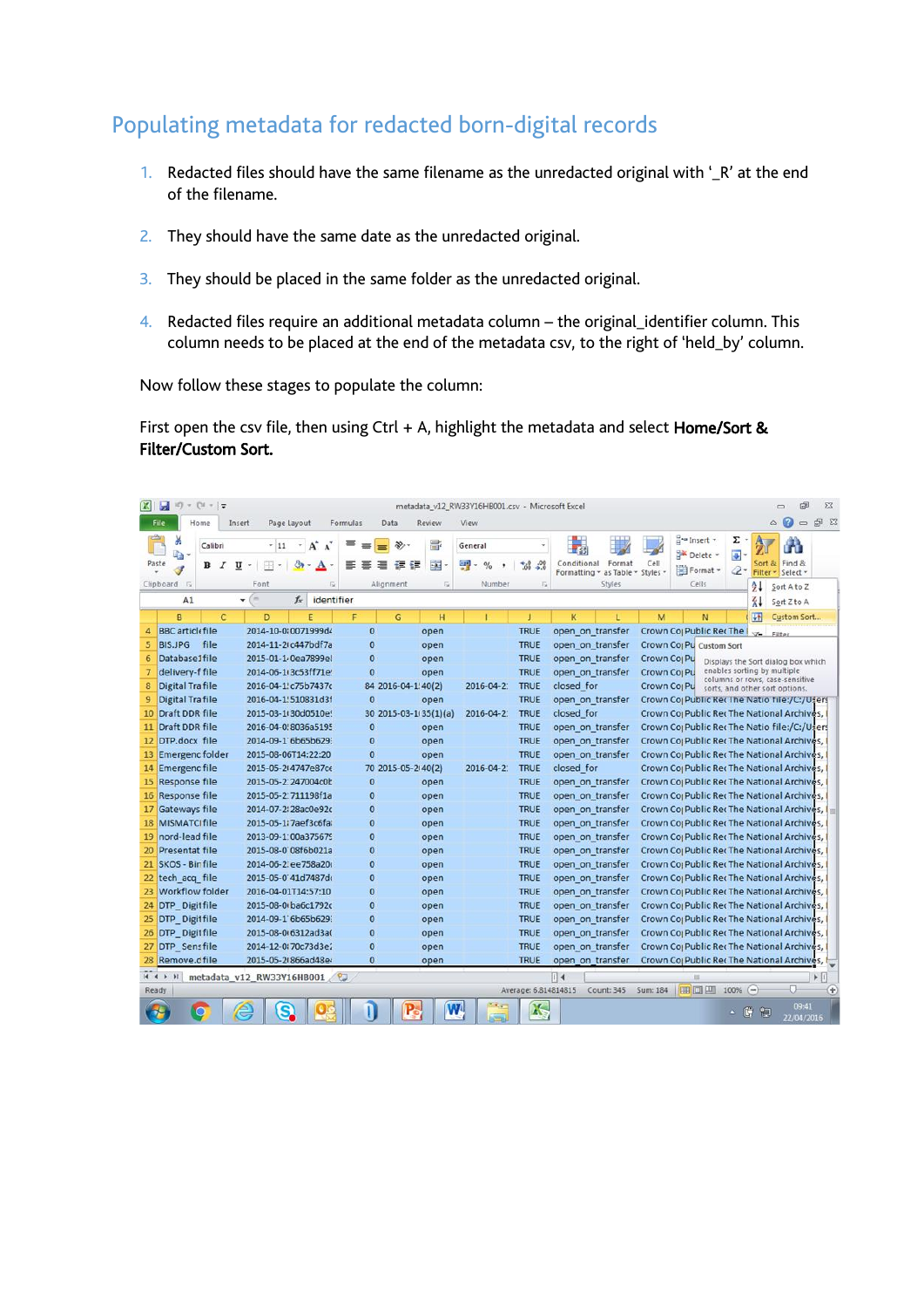# Populating metadata for redacted born-digital records

1. Redacted files should have the same filename as the unredacted original with '_R' at the end of the filename.
2. They should have the same date as the unredacted original.
3. They should be placed in the same folder as the unredacted original.
4. Redacted files require an additional metadata column – the original_identifier column. This column needs to be placed at the end of the metadata csv, to the right of 'held_by' column.

Now follow these stages to populate the column:

First open the csv file, then using Ctrl + A, highlight the metadata and select **Home/Sort & Filter/Custom Sort.**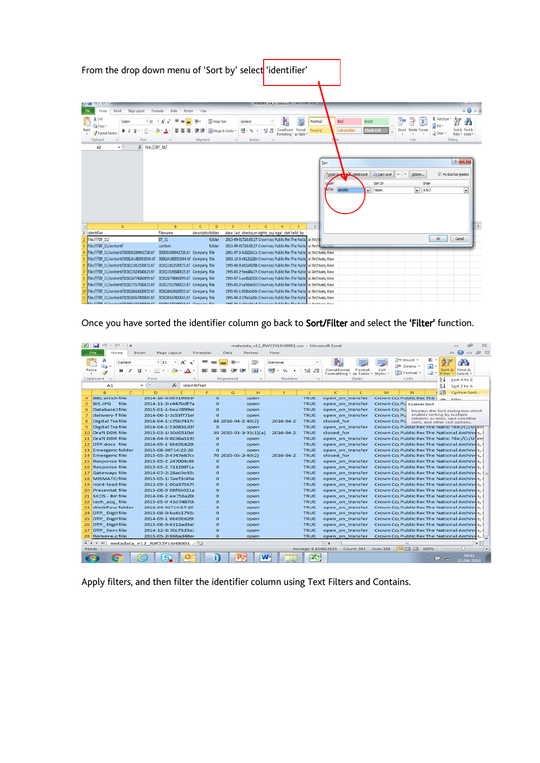From the drop down menu of 'Sort by' select 'identifier'

Once you have sorted the identifier column go back to **Sort/Filter** and select the **'Filter'** function.

Apply filters, and then filter the identifier column using Text Filters and Contains.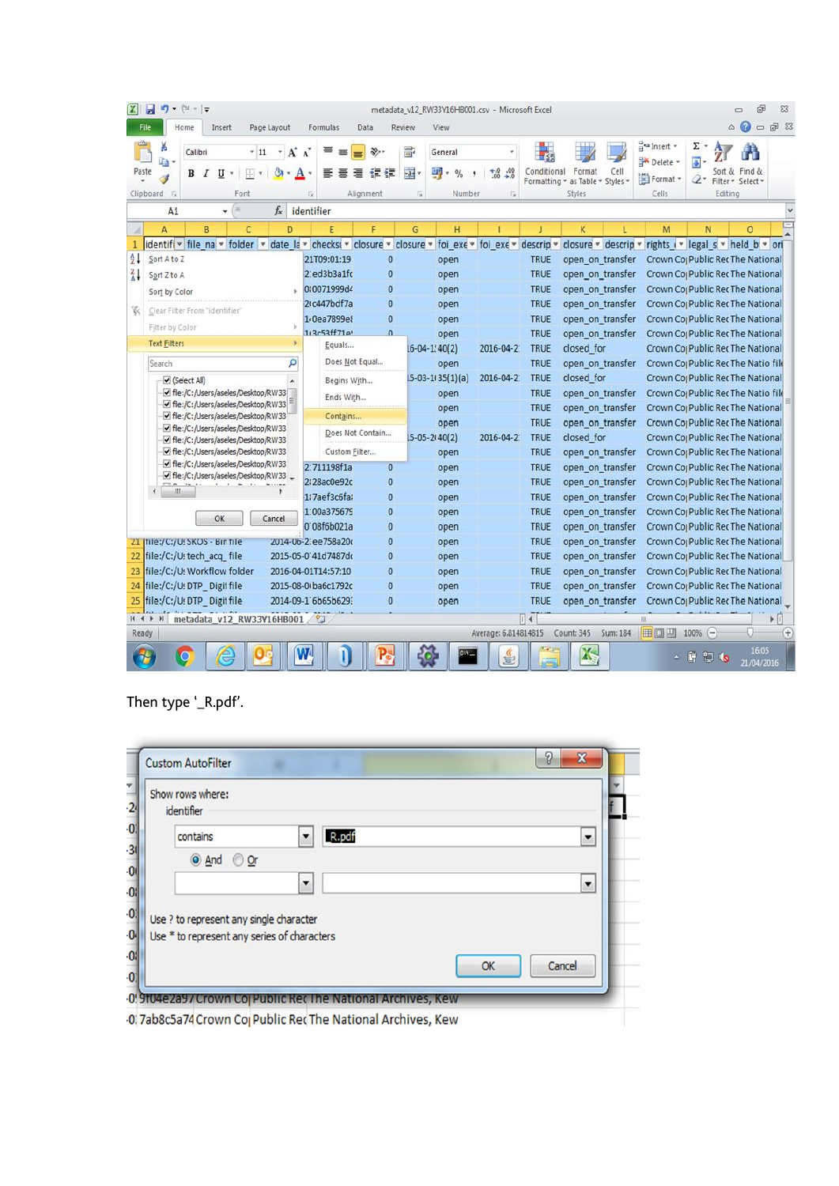Then type '_R.pdf'.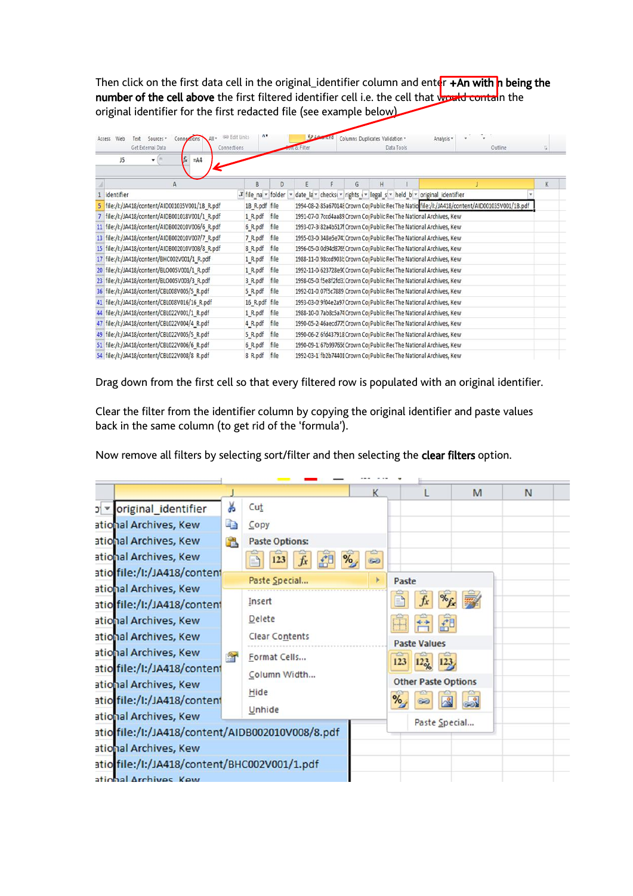Then click on the first data cell in the original_identifier column and enter **+An with n being the number of the cell above** the first filtered identifier cell i.e. the cell that would contain the original identifier for the first redacted file (see example below)

Drag down from the first cell so that every filtered row is populated with an original identifier.

Clear the filter from the identifier column by copying the original identifier and paste values back in the same column (to get rid of the 'formula').

Now remove all filters by selecting sort/filter and then selecting the **clear filters** option.